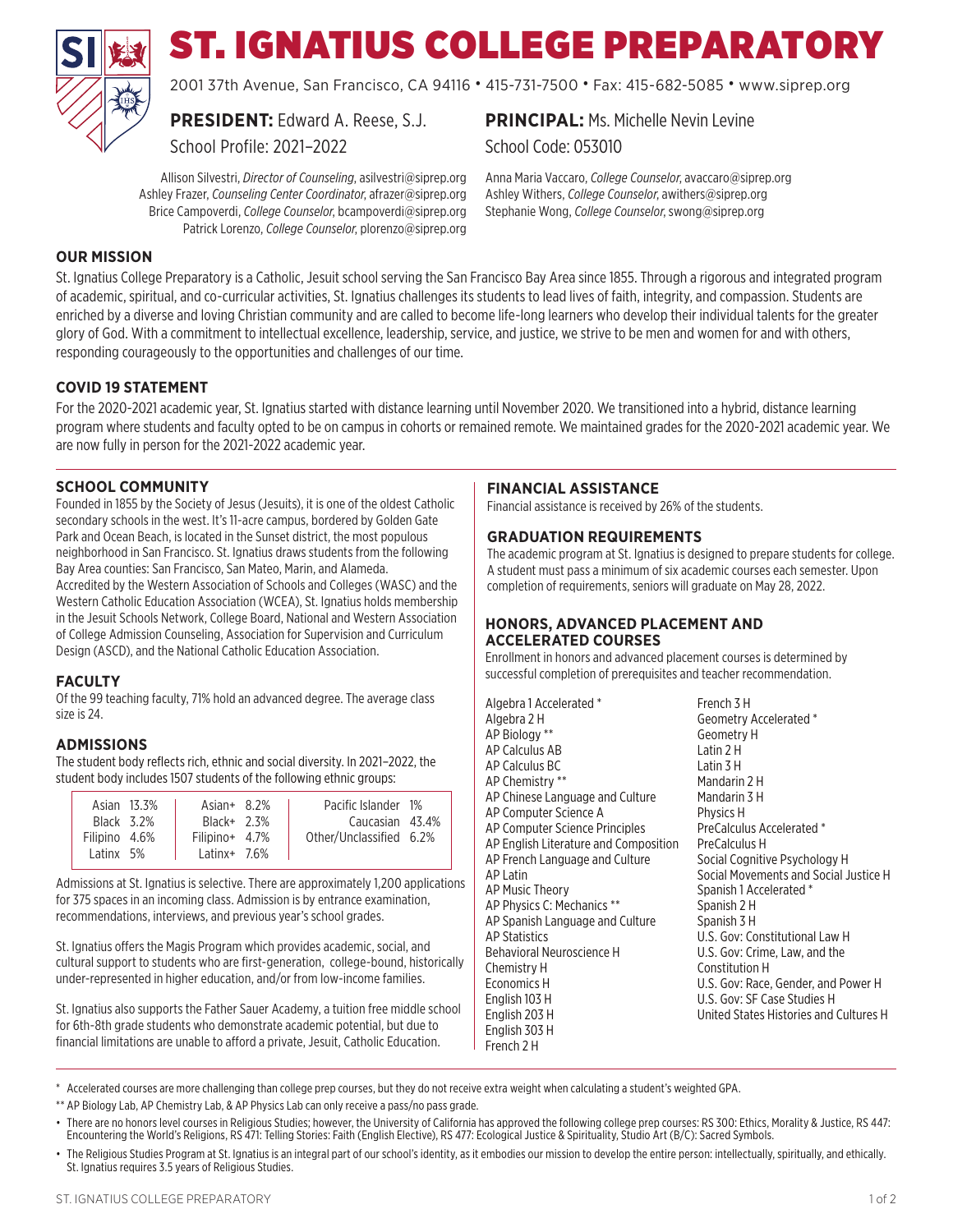# ST. IGNATIUS COLLEGE PREPARATORY

2001 37th Avenue, San Francisco, CA 94116 • 415-731-7500 • Fax: 415-682-5085 • www.siprep.org

**PRESIDENT:** Edward A. Reese, S.J.
School Profile: 2021–2022

**PRINCIPAL:** Ms. Michelle Nevin Levine
School Code: 053010

Allison Silvestri, *Director of Counseling*, asilvestri@siprep.org
Ashley Frazer, *Counseling Center Coordinator*, afrazer@siprep.org
Brice Campoverdi, *College Counselor*, bcampoverdi@siprep.org
Patrick Lorenzo, *College Counselor*, plorenzo@siprep.org
Anna Maria Vaccaro, *College Counselor*, avaccaro@siprep.org
Ashley Withers, *College Counselor*, awithers@siprep.org
Stephanie Wong, *College Counselor*, swong@siprep.org

## OUR MISSION

St. Ignatius College Preparatory is a Catholic, Jesuit school serving the San Francisco Bay Area since 1855. Through a rigorous and integrated program of academic, spiritual, and co-curricular activities, St. Ignatius challenges its students to lead lives of faith, integrity, and compassion. Students are enriched by a diverse and loving Christian community and are called to become life-long learners who develop their individual talents for the greater glory of God. With a commitment to intellectual excellence, leadership, service, and justice, we strive to be men and women for and with others, responding courageously to the opportunities and challenges of our time.

## COVID 19 STATEMENT

For the 2020-2021 academic year, St. Ignatius started with distance learning until November 2020. We transitioned into a hybrid, distance learning program where students and faculty opted to be on campus in cohorts or remained remote. We maintained grades for the 2020-2021 academic year. We are now fully in person for the 2021-2022 academic year.

## SCHOOL COMMUNITY

Founded in 1855 by the Society of Jesus (Jesuits), it is one of the oldest Catholic secondary schools in the west. It's 11-acre campus, bordered by Golden Gate Park and Ocean Beach, is located in the Sunset district, the most populous neighborhood in San Francisco. St. Ignatius draws students from the following Bay Area counties: San Francisco, San Mateo, Marin, and Alameda.
Accredited by the Western Association of Schools and Colleges (WASC) and the Western Catholic Education Association (WCEA), St. Ignatius holds membership in the Jesuit Schools Network, College Board, National and Western Association of College Admission Counseling, Association for Supervision and Curriculum Design (ASCD), and the National Catholic Education Association.

## FACULTY

Of the 99 teaching faculty, 71% hold an advanced degree. The average class size is 24.

## ADMISSIONS

The student body reflects rich, ethnic and social diversity. In 2021–2022, the student body includes 1507 students of the following ethnic groups:

| | | | | | |
|---|---|---|---|---|---|
| Asian | 13.3% | Asian+ | 8.2% | Pacific Islander | 1% |
| Black | 3.2% | Black+ | 2.3% | Caucasian | 43.4% |
| Filipino | 4.6% | Filipino+ | 4.7% | Other/Unclassified | 6.2% |
| Latinx | 5% | Latinx+ | 7.6% | | |

Admissions at St. Ignatius is selective. There are approximately 1,200 applications for 375 spaces in an incoming class. Admission is by entrance examination, recommendations, interviews, and previous year's school grades.

St. Ignatius offers the Magis Program which provides academic, social, and cultural support to students who are first-generation, college-bound, historically under-represented in higher education, and/or from low-income families.

St. Ignatius also supports the Father Sauer Academy, a tuition free middle school for 6th-8th grade students who demonstrate academic potential, but due to financial limitations are unable to afford a private, Jesuit, Catholic Education.

## FINANCIAL ASSISTANCE

Financial assistance is received by 26% of the students.

## GRADUATION REQUIREMENTS

The academic program at St. Ignatius is designed to prepare students for college. A student must pass a minimum of six academic courses each semester. Upon completion of requirements, seniors will graduate on May 28, 2022.

## HONORS, ADVANCED PLACEMENT AND ACCELERATED COURSES

Enrollment in honors and advanced placement courses is determined by successful completion of prerequisites and teacher recommendation.

- Algebra 1 Accelerated *
- Algebra 2 H
- AP Biology **
- AP Calculus AB
- AP Calculus BC
- AP Chemistry **
- AP Chinese Language and Culture
- AP Computer Science A
- AP Computer Science Principles
- AP English Literature and Composition
- AP French Language and Culture
- AP Latin
- AP Music Theory
- AP Physics C: Mechanics **
- AP Spanish Language and Culture
- AP Statistics
- Behavioral Neuroscience H
- Chemistry H
- Economics H
- English 103 H
- English 203 H
- English 303 H
- French 2 H
- French 3 H
- Geometry Accelerated *
- Geometry H
- Latin 2 H
- Latin 3 H
- Mandarin 2 H
- Mandarin 3 H
- Physics H
- PreCalculus Accelerated *
- PreCalculus H
- Social Cognitive Psychology H
- Social Movements and Social Justice H
- Spanish 1 Accelerated *
- Spanish 2 H
- Spanish 3 H
- U.S. Gov: Constitutional Law H
- U.S. Gov: Crime, Law, and the Constitution H
- U.S. Gov: Race, Gender, and Power H
- U.S. Gov: SF Case Studies H
- United States Histories and Cultures H

\* Accelerated courses are more challenging than college prep courses, but they do not receive extra weight when calculating a student's weighted GPA.

** AP Biology Lab, AP Chemistry Lab, & AP Physics Lab can only receive a pass/no pass grade.

- There are no honors level courses in Religious Studies; however, the University of California has approved the following college prep courses: RS 300: Ethics, Morality & Justice, RS 447: Encountering the World's Religions, RS 471: Telling Stories: Faith (English Elective), RS 477: Ecological Justice & Spirituality, Studio Art (B/C): Sacred Symbols.
- The Religious Studies Program at St. Ignatius is an integral part of our school's identity, as it embodies our mission to develop the entire person: intellectually, spiritually, and ethically. St. Ignatius requires 3.5 years of Religious Studies.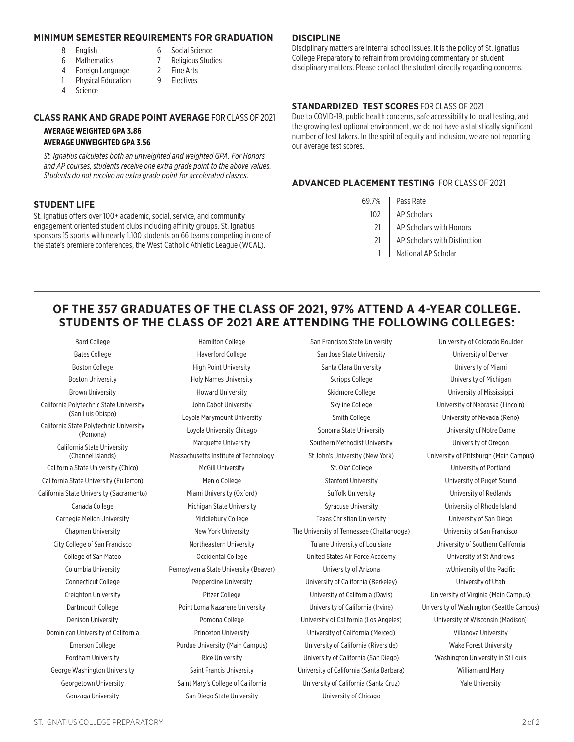## MINIMUM SEMESTER REQUIREMENTS FOR GRADUATION

- 8 English
- 6 Mathematics
- 4 Foreign Language
- 1 Physical Education
- 4 Science
- 6 Social Science
- 7 Religious Studies
- 2 Fine Arts
- 9 Electives

## CLASS RANK AND GRADE POINT AVERAGE FOR CLASS OF 2021

**AVERAGE WEIGHTED GPA 3.86**

**AVERAGE UNWEIGHTED GPA 3.56**

*St. Ignatius calculates both an unweighted and weighted GPA. For Honors and AP courses, students receive one extra grade point to the above values. Students do not receive an extra grade point for accelerated classes.*

## STUDENT LIFE

St. Ignatius offers over 100+ academic, social, service, and community engagement oriented student clubs including affinity groups. St. Ignatius sponsors 15 sports with nearly 1,100 students on 66 teams competing in one of the state's premiere conferences, the West Catholic Athletic League (WCAL).

## DISCIPLINE

Disciplinary matters are internal school issues. It is the policy of St. Ignatius College Preparatory to refrain from providing commentary on student disciplinary matters. Please contact the student directly regarding concerns.

## STANDARDIZED TEST SCORES FOR CLASS OF 2021

Due to COVID-19, public health concerns, safe accessibility to local testing, and the growing test optional environment, we do not have a statistically significant number of test takers. In the spirit of equity and inclusion, we are not reporting our average test scores.

## ADVANCED PLACEMENT TESTING FOR CLASS OF 2021

| | |
|---|---|
| 69.7% | Pass Rate |
| 102 | AP Scholars |
| 21 | AP Scholars with Honors |
| 21 | AP Scholars with Distinction |
| 1 | National AP Scholar |

## OF THE 357 GRADUATES OF THE CLASS OF 2021, 97% ATTEND A 4-YEAR COLLEGE. STUDENTS OF THE CLASS OF 2021 ARE ATTENDING THE FOLLOWING COLLEGES:

Bard College
Bates College
Boston College
Boston University
Brown University
California Polytechnic State University (San Luis Obispo)
California State Polytechnic University (Pomona)
California State University (Channel Islands)
California State University (Chico)
California State University (Fullerton)
California State University (Sacramento)
Canada College
Carnegie Mellon University
Chapman University
City College of San Francisco
College of San Mateo
Columbia University
Connecticut College
Creighton University
Dartmouth College
Denison University
Dominican University of California
Emerson College
Fordham University
George Washington University
Georgetown University
Gonzaga University
Hamilton College
Haverford College
High Point University
Holy Names University
Howard University
John Cabot University
Loyola Marymount University
Loyola University Chicago
Marquette University
Massachusetts Institute of Technology
McGill University
Menlo College
Miami University (Oxford)
Michigan State University
Middlebury College
New York University
Northeastern University
Occidental College
Pennsylvania State University (Beaver)
Pepperdine University
Pitzer College
Point Loma Nazarene University
Pomona College
Princeton University
Purdue University (Main Campus)
Rice University
Saint Francis University
Saint Mary's College of California
San Diego State University
San Francisco State University
San Jose State University
Santa Clara University
Scripps College
Skidmore College
Skyline College
Smith College
Sonoma State University
Southern Methodist University
St John's University (New York)
St. Olaf College
Stanford University
Suffolk University
Syracuse University
Texas Christian University
The University of Tennessee (Chattanooga)
Tulane University of Louisiana
United States Air Force Academy
University of Arizona
University of California (Berkeley)
University of California (Davis)
University of California (Irvine)
University of California (Los Angeles)
University of California (Merced)
University of California (Riverside)
University of California (San Diego)
University of California (Santa Barbara)
University of California (Santa Cruz)
University of Chicago
University of Colorado Boulder
University of Denver
University of Miami
University of Michigan
University of Mississippi
University of Nebraska (Lincoln)
University of Nevada (Reno)
University of Notre Dame
University of Oregon
University of Pittsburgh (Main Campus)
University of Portland
University of Puget Sound
University of Redlands
University of Rhode Island
University of San Diego
University of San Francisco
University of Southern California
University of St Andrews
wUniversity of the Pacific
University of Utah
University of Virginia (Main Campus)
University of Washington (Seattle Campus)
University of Wisconsin (Madison)
Villanova University
Wake Forest University
Washington University in St Louis
William and Mary
Yale University